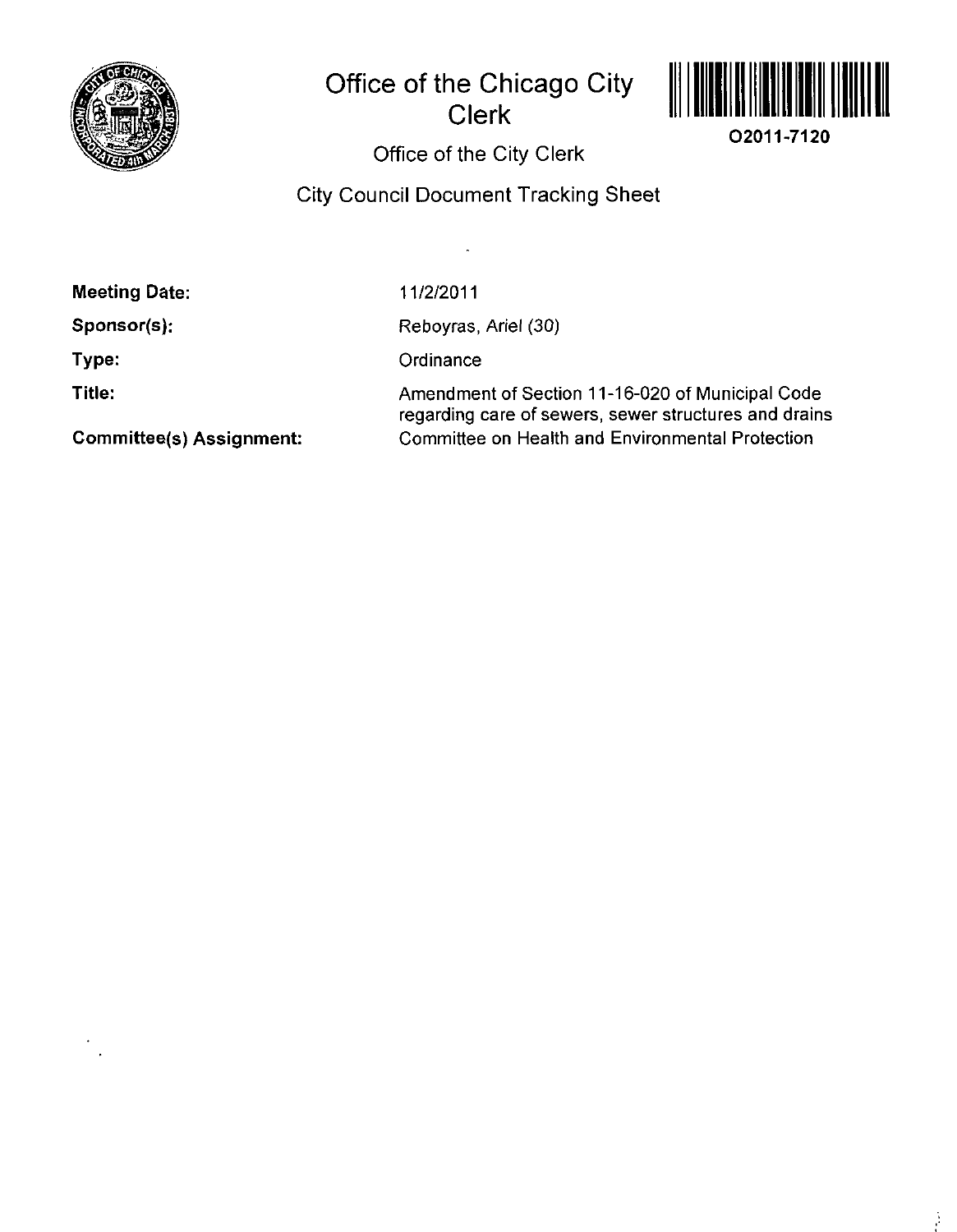# Office of the Chicago City Clerk

O2011-7120

## Office of the City Clerk

## City Council Document Tracking Sheet

| | |
|---|---|
| **Meeting Date:** | 11/2/2011 |
| **Sponsor(s):** | Reboyras, Ariel (30) |
| **Type:** | Ordinance |
| **Title:** | Amendment of Section 11-16-020 of Municipal Code regarding care of sewers, sewer structures and drains |
| **Committee(s) Assignment:** | Committee on Health and Environmental Protection |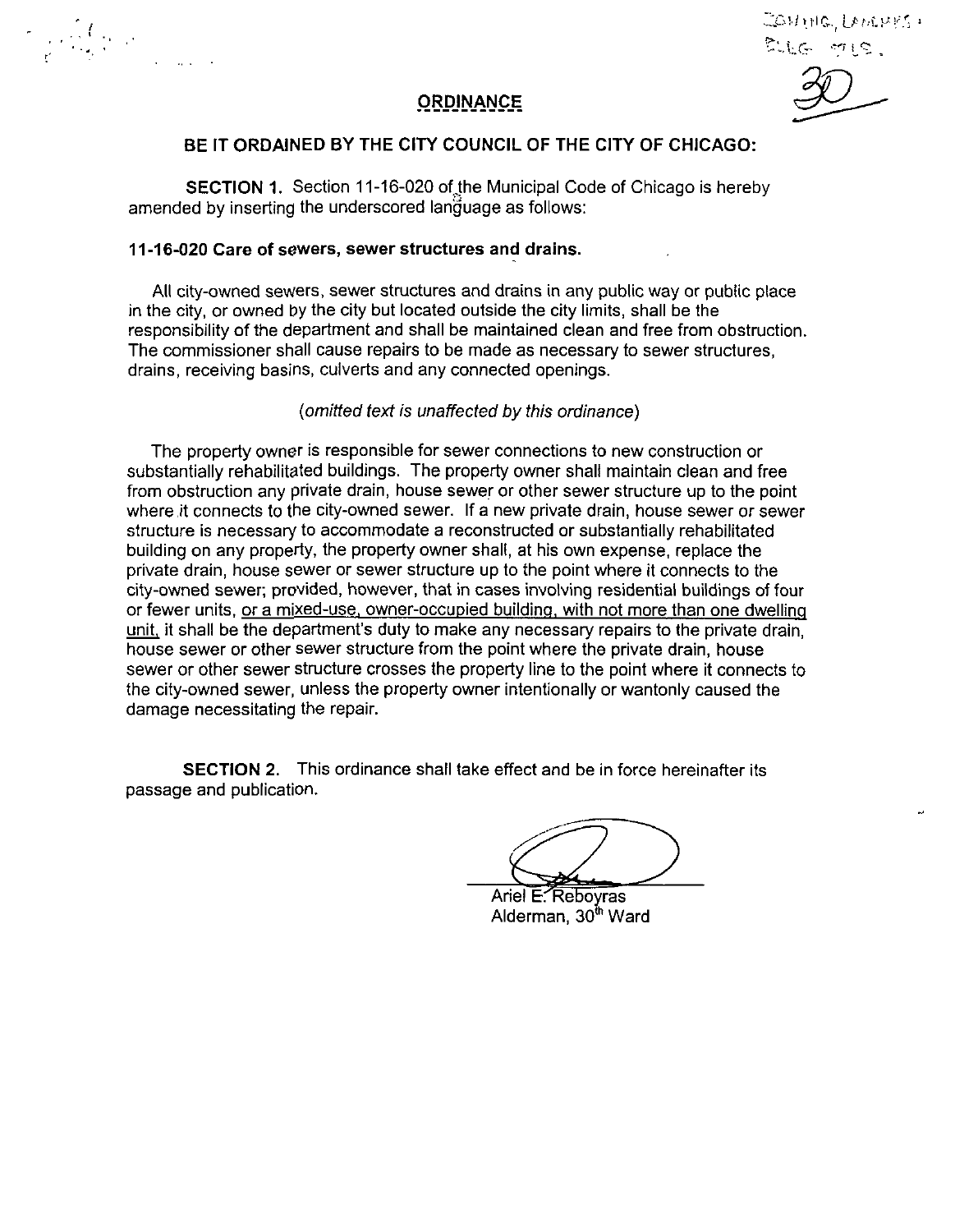# ORDINANCE

**BE IT ORDAINED BY THE CITY COUNCIL OF THE CITY OF CHICAGO:**

**SECTION 1.** Section 11-16-020 of the Municipal Code of Chicago is hereby amended by inserting the underscored language as follows:

**11-16-020 Care of sewers, sewer structures and drains.**

All city-owned sewers, sewer structures and drains in any public way or public place in the city, or owned by the city but located outside the city limits, shall be the responsibility of the department and shall be maintained clean and free from obstruction. The commissioner shall cause repairs to be made as necessary to sewer structures, drains, receiving basins, culverts and any connected openings.

*(omitted text is unaffected by this ordinance)*

The property owner is responsible for sewer connections to new construction or substantially rehabilitated buildings. The property owner shall maintain clean and free from obstruction any private drain, house sewer or other sewer structure up to the point where it connects to the city-owned sewer. If a new private drain, house sewer or sewer structure is necessary to accommodate a reconstructed or substantially rehabilitated building on any property, the property owner shall, at his own expense, replace the private drain, house sewer or sewer structure up to the point where it connects to the city-owned sewer; provided, however, that in cases involving residential buildings of four or fewer units, <u>or a mixed-use, owner-occupied building, with not more than one dwelling unit,</u> it shall be the department's duty to make any necessary repairs to the private drain, house sewer or other sewer structure from the point where the private drain, house sewer or other sewer structure crosses the property line to the point where it connects to the city-owned sewer, unless the property owner intentionally or wantonly caused the damage necessitating the repair.

**SECTION 2.** This ordinance shall take effect and be in force hereinafter its passage and publication.

Ariel E. Reboyras
Alderman, 30th Ward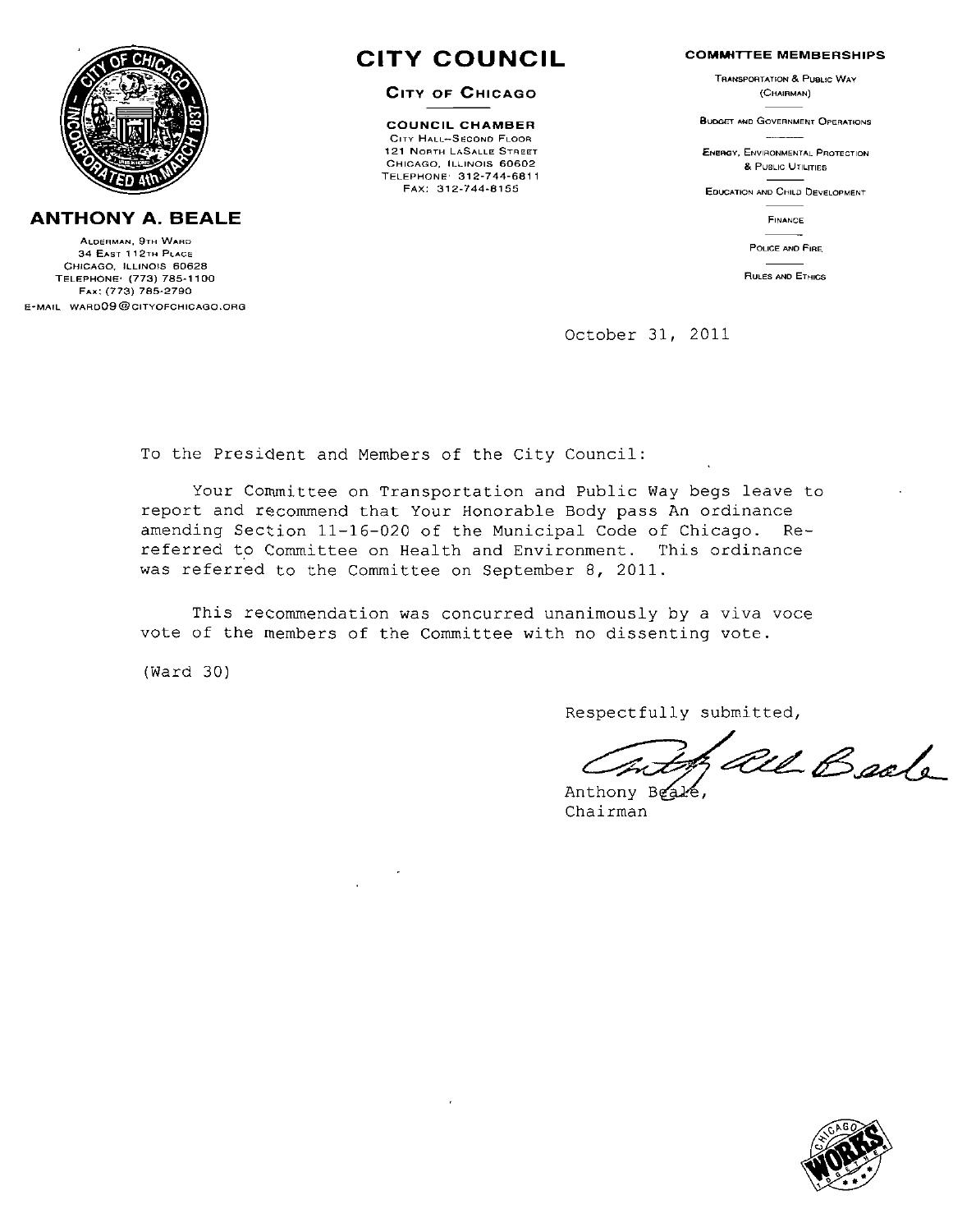# CITY COUNCIL

**CITY OF CHICAGO**

**COUNCIL CHAMBER**
CITY HALL–SECOND FLOOR
121 NORTH LASALLE STREET
CHICAGO, ILLINOIS 60602
TELEPHONE: 312-744-6811
FAX: 312-744-8155

**ANTHONY A. BEALE**

ALDERMAN, 9TH WARD
34 EAST 112TH PLACE
CHICAGO, ILLINOIS 60628
TELEPHONE: (773) 785-1100
FAX: (773) 785-2790
E-MAIL WARD09@CITYOFCHICAGO.ORG

**COMMITTEE MEMBERSHIPS**

TRANSPORTATION & PUBLIC WAY
(CHAIRMAN)

BUDGET AND GOVERNMENT OPERATIONS

ENERGY, ENVIRONMENTAL PROTECTION & PUBLIC UTILITIES

EDUCATION AND CHILD DEVELOPMENT

FINANCE

POLICE AND FIRE

RULES AND ETHICS

October 31, 2011

To the President and Members of the City Council:

Your Committee on Transportation and Public Way begs leave to report and recommend that Your Honorable Body pass An ordinance amending Section 11-16-020 of the Municipal Code of Chicago. Re-referred to Committee on Health and Environment. This ordinance was referred to the Committee on September 8, 2011.

This recommendation was concurred unanimously by a viva voce vote of the members of the Committee with no dissenting vote.

(Ward 30)

Respectfully submitted,

Anthony Beale,
Chairman